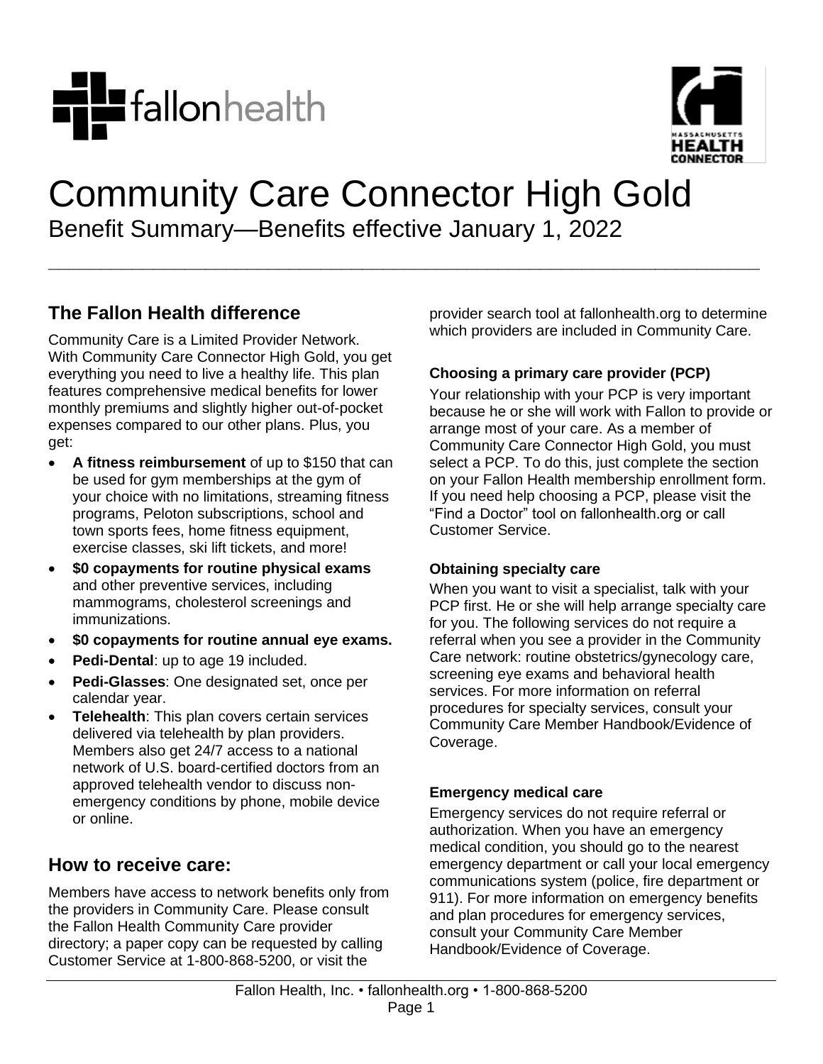# Community Care Connector High Gold

Benefit Summary—Benefits effective January 1, 2022

## The Fallon Health difference

Community Care is a Limited Provider Network. With Community Care Connector High Gold, you get everything you need to live a healthy life. This plan features comprehensive medical benefits for lower monthly premiums and slightly higher out-of-pocket expenses compared to our other plans. Plus, you get:

- **A fitness reimbursement** of up to $150 that can be used for gym memberships at the gym of your choice with no limitations, streaming fitness programs, Peloton subscriptions, school and town sports fees, home fitness equipment, exercise classes, ski lift tickets, and more!
- **$0 copayments for routine physical exams** and other preventive services, including mammograms, cholesterol screenings and immunizations.
- **$0 copayments for routine annual eye exams.**
- **Pedi-Dental**: up to age 19 included.
- **Pedi-Glasses**: One designated set, once per calendar year.
- **Telehealth**: This plan covers certain services delivered via telehealth by plan providers. Members also get 24/7 access to a national network of U.S. board-certified doctors from an approved telehealth vendor to discuss non-emergency conditions by phone, mobile device or online.

## How to receive care:

Members have access to network benefits only from the providers in Community Care. Please consult the Fallon Health Community Care provider directory; a paper copy can be requested by calling Customer Service at 1-800-868-5200, or visit the provider search tool at fallonhealth.org to determine which providers are included in Community Care.

### Choosing a primary care provider (PCP)

Your relationship with your PCP is very important because he or she will work with Fallon to provide or arrange most of your care. As a member of Community Care Connector High Gold, you must select a PCP. To do this, just complete the section on your Fallon Health membership enrollment form. If you need help choosing a PCP, please visit the "Find a Doctor" tool on fallonhealth.org or call Customer Service.

### Obtaining specialty care

When you want to visit a specialist, talk with your PCP first. He or she will help arrange specialty care for you. The following services do not require a referral when you see a provider in the Community Care network: routine obstetrics/gynecology care, screening eye exams and behavioral health services. For more information on referral procedures for specialty services, consult your Community Care Member Handbook/Evidence of Coverage.

### Emergency medical care

Emergency services do not require referral or authorization. When you have an emergency medical condition, you should go to the nearest emergency department or call your local emergency communications system (police, fire department or 911). For more information on emergency benefits and plan procedures for emergency services, consult your Community Care Member Handbook/Evidence of Coverage.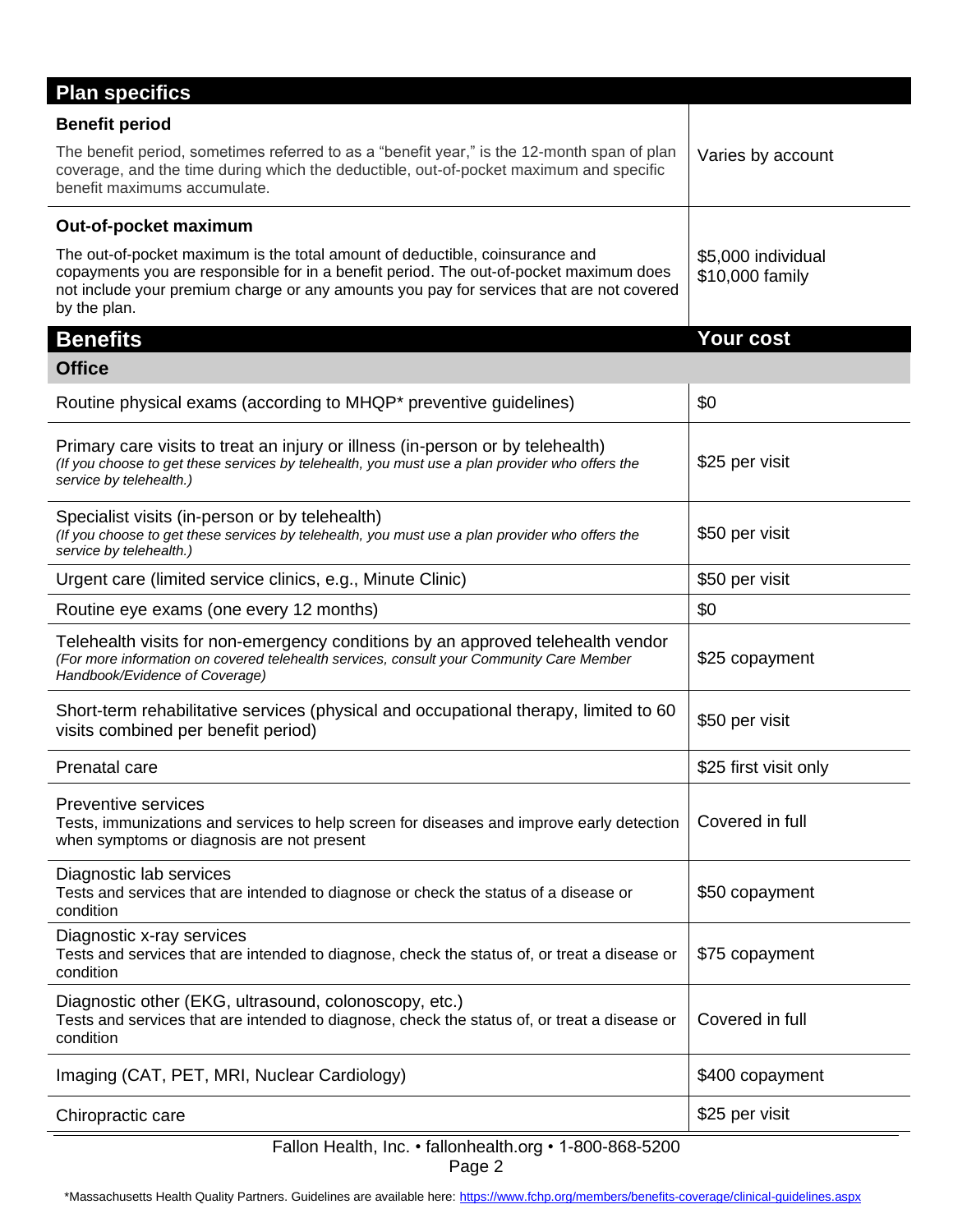## Plan specifics

| Plan specifics | |
|---|---|
| **Benefit period**<br>The benefit period, sometimes referred to as a "benefit year," is the 12-month span of plan coverage, and the time during which the deductible, out-of-pocket maximum and specific benefit maximums accumulate. | Varies by account |
| **Out-of-pocket maximum**<br>The out-of-pocket maximum is the total amount of deductible, coinsurance and copayments you are responsible for in a benefit period. The out-of-pocket maximum does not include your premium charge or any amounts you pay for services that are not covered by the plan. | $5,000 individual<br>$10,000 family |

## Benefits

| Benefits | Your cost |
|---|---|
| **Office** | |
| Routine physical exams (according to MHQP* preventive guidelines) | $0 |
| Primary care visits to treat an injury or illness (in-person or by telehealth)<br>*(If you choose to get these services by telehealth, you must use a plan provider who offers the service by telehealth.)* | $25 per visit |
| Specialist visits (in-person or by telehealth)<br>*(If you choose to get these services by telehealth, you must use a plan provider who offers the service by telehealth.)* | $50 per visit |
| Urgent care (limited service clinics, e.g., Minute Clinic) | $50 per visit |
| Routine eye exams (one every 12 months) | $0 |
| Telehealth visits for non-emergency conditions by an approved telehealth vendor<br>*(For more information on covered telehealth services, consult your Community Care Member Handbook/Evidence of Coverage)* | $25 copayment |
| Short-term rehabilitative services (physical and occupational therapy, limited to 60 visits combined per benefit period) | $50 per visit |
| Prenatal care | $25 first visit only |
| Preventive services<br>Tests, immunizations and services to help screen for diseases and improve early detection when symptoms or diagnosis are not present | Covered in full |
| Diagnostic lab services<br>Tests and services that are intended to diagnose or check the status of a disease or condition | $50 copayment |
| Diagnostic x-ray services<br>Tests and services that are intended to diagnose, check the status of, or treat a disease or condition | $75 copayment |
| Diagnostic other (EKG, ultrasound, colonoscopy, etc.)<br>Tests and services that are intended to diagnose, check the status of, or treat a disease or condition | Covered in full |
| Imaging (CAT, PET, MRI, Nuclear Cardiology) | $400 copayment |
| Chiropractic care | $25 per visit |

Fallon Health, Inc. • fallonhealth.org • 1-800-868-5200

*Massachusetts Health Quality Partners. Guidelines are available here: https://www.fchp.org/members/benefits-coverage/clinical-guidelines.aspx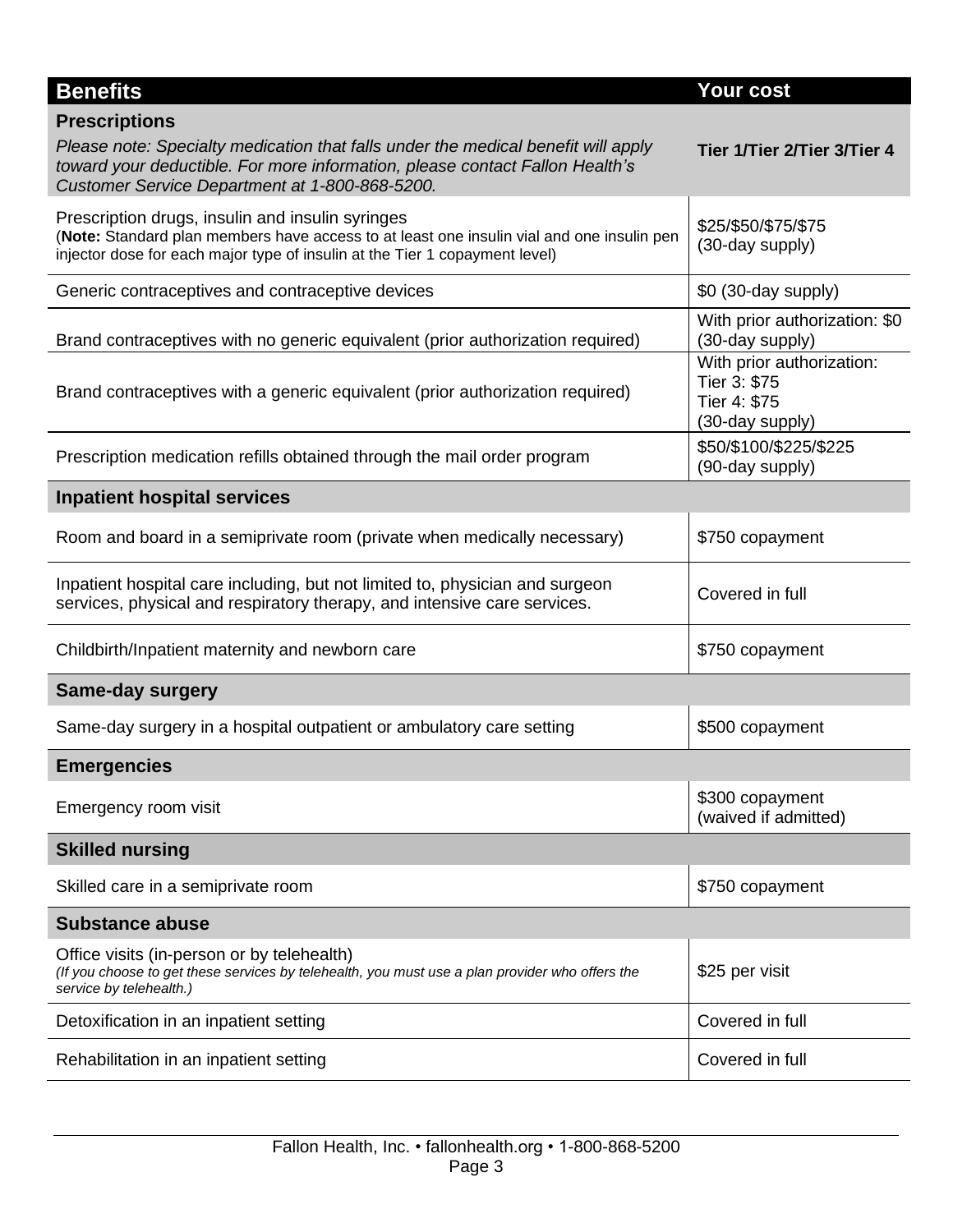| Benefits | Your cost |
|---|---|
| **Prescriptions**<br>*Please note: Specialty medication that falls under the medical benefit will apply toward your deductible. For more information, please contact Fallon Health's Customer Service Department at 1-800-868-5200.* | **Tier 1/Tier 2/Tier 3/Tier 4** |
| Prescription drugs, insulin and insulin syringes<br>(**Note:** Standard plan members have access to at least one insulin vial and one insulin pen injector dose for each major type of insulin at the Tier 1 copayment level) | $25/$50/$75/$75<br>(30-day supply) |
| Generic contraceptives and contraceptive devices | $0 (30-day supply) |
| Brand contraceptives with no generic equivalent (prior authorization required) | With prior authorization: $0 (30-day supply) |
| Brand contraceptives with a generic equivalent (prior authorization required) | With prior authorization:<br>Tier 3: $75<br>Tier 4: $75<br>(30-day supply) |
| Prescription medication refills obtained through the mail order program | $50/$100/$225/$225<br>(90-day supply) |
| **Inpatient hospital services** | |
| Room and board in a semiprivate room (private when medically necessary) | $750 copayment |
| Inpatient hospital care including, but not limited to, physician and surgeon services, physical and respiratory therapy, and intensive care services. | Covered in full |
| Childbirth/Inpatient maternity and newborn care | $750 copayment |
| **Same-day surgery** | |
| Same-day surgery in a hospital outpatient or ambulatory care setting | $500 copayment |
| **Emergencies** | |
| Emergency room visit | $300 copayment<br>(waived if admitted) |
| **Skilled nursing** | |
| Skilled care in a semiprivate room | $750 copayment |
| **Substance abuse** | |
| Office visits (in-person or by telehealth)<br>*(If you choose to get these services by telehealth, you must use a plan provider who offers the service by telehealth.)* | $25 per visit |
| Detoxification in an inpatient setting | Covered in full |
| Rehabilitation in an inpatient setting | Covered in full |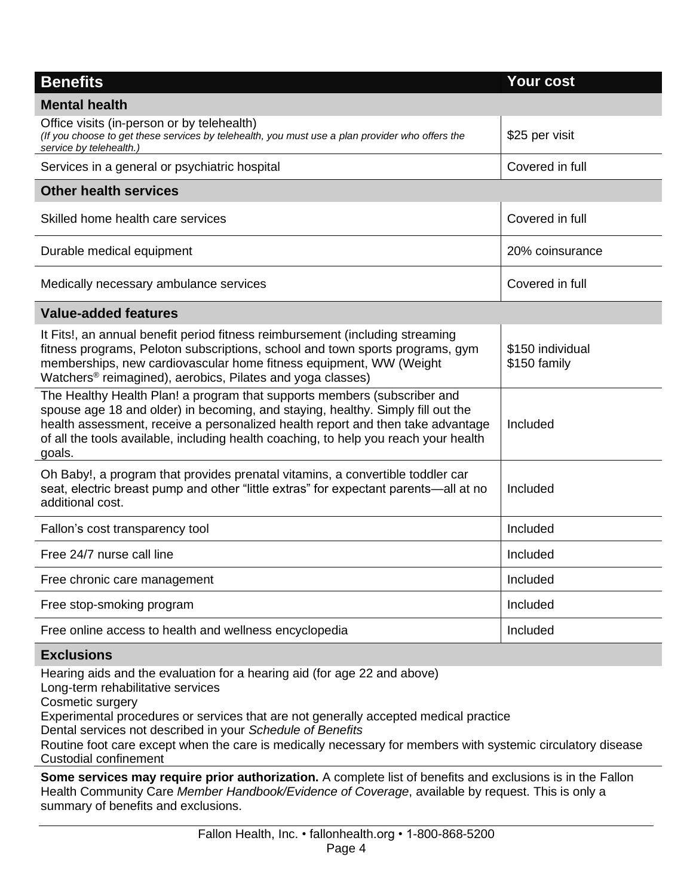| Benefits | Your cost |
|---|---|
| **Mental health** | |
| Office visits (in-person or by telehealth) *(If you choose to get these services by telehealth, you must use a plan provider who offers the service by telehealth.)* | $25 per visit |
| Services in a general or psychiatric hospital | Covered in full |
| **Other health services** | |
| Skilled home health care services | Covered in full |
| Durable medical equipment | 20% coinsurance |
| Medically necessary ambulance services | Covered in full |
| **Value-added features** | |
| It Fits!, an annual benefit period fitness reimbursement (including streaming fitness programs, Peloton subscriptions, school and town sports programs, gym memberships, new cardiovascular home fitness equipment, WW (Weight Watchers® reimagined), aerobics, Pilates and yoga classes) | $150 individual<br>$150 family |
| The Healthy Health Plan! a program that supports members (subscriber and spouse age 18 and older) in becoming, and staying, healthy. Simply fill out the health assessment, receive a personalized health report and then take advantage of all the tools available, including health coaching, to help you reach your health goals. | Included |
| Oh Baby!, a program that provides prenatal vitamins, a convertible toddler car seat, electric breast pump and other "little extras" for expectant parents—all at no additional cost. | Included |
| Fallon's cost transparency tool | Included |
| Free 24/7 nurse call line | Included |
| Free chronic care management | Included |
| Free stop-smoking program | Included |
| Free online access to health and wellness encyclopedia | Included |

**Exclusions**

Hearing aids and the evaluation for a hearing aid (for age 22 and above)
Long-term rehabilitative services
Cosmetic surgery
Experimental procedures or services that are not generally accepted medical practice
Dental services not described in your *Schedule of Benefits*
Routine foot care except when the care is medically necessary for members with systemic circulatory disease
Custodial confinement

**Some services may require prior authorization.** A complete list of benefits and exclusions is in the Fallon Health Community Care *Member Handbook/Evidence of Coverage*, available by request. This is only a summary of benefits and exclusions.

Fallon Health, Inc. • fallonhealth.org • 1-800-868-5200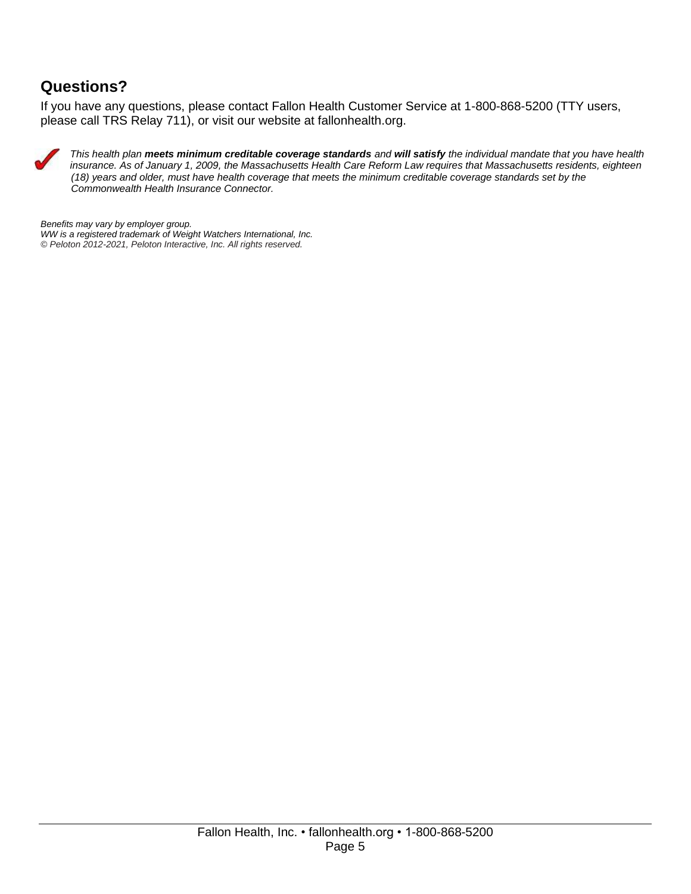## Questions?

If you have any questions, please contact Fallon Health Customer Service at 1-800-868-5200 (TTY users, please call TRS Relay 711), or visit our website at fallonhealth.org.

✔ *This health plan **meets minimum creditable coverage standards** and **will satisfy** the individual mandate that you have health insurance. As of January 1, 2009, the Massachusetts Health Care Reform Law requires that Massachusetts residents, eighteen (18) years and older, must have health coverage that meets the minimum creditable coverage standards set by the Commonwealth Health Insurance Connector.*

*Benefits may vary by employer group.*
*WW is a registered trademark of Weight Watchers International, Inc.*
*© Peloton 2012-2021, Peloton Interactive, Inc. All rights reserved.*